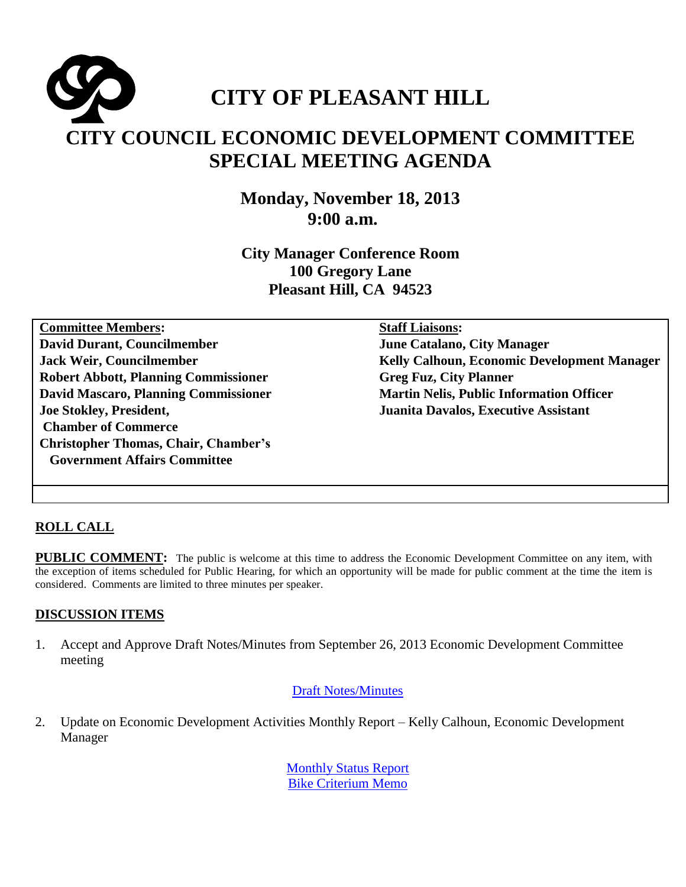# CITY OF PLEASANT HILL

## CITY COUNCIL ECONOMIC DEVELOPMENT COMMITTEE SPECIAL MEETING AGENDA

**Monday, November 18, 2013**
**9:00 a.m.**

**City Manager Conference Room**
**100 Gregory Lane**
**Pleasant Hill, CA 94523**

| **Committee Members:** | **Staff Liaisons:** |
|---|---|
| **David Durant, Councilmember** | **June Catalano, City Manager** |
| **Jack Weir, Councilmember** | **Kelly Calhoun, Economic Development Manager** |
| **Robert Abbott, Planning Commissioner** | **Greg Fuz, City Planner** |
| **David Mascaro, Planning Commissioner** | **Martin Nelis, Public Information Officer** |
| **Joe Stokley, President, Chamber of Commerce** | **Juanita Davalos, Executive Assistant** |
| **Christopher Thomas, Chair, Chamber's Government Affairs Committee** | |

### ROLL CALL

**PUBLIC COMMENT:** The public is welcome at this time to address the Economic Development Committee on any item, with the exception of items scheduled for Public Hearing, for which an opportunity will be made for public comment at the time the item is considered. Comments are limited to three minutes per speaker.

### DISCUSSION ITEMS

1. Accept and Approve Draft Notes/Minutes from September 26, 2013 Economic Development Committee meeting

   Draft Notes/Minutes

2. Update on Economic Development Activities Monthly Report – Kelly Calhoun, Economic Development Manager

   Monthly Status Report
   Bike Criterium Memo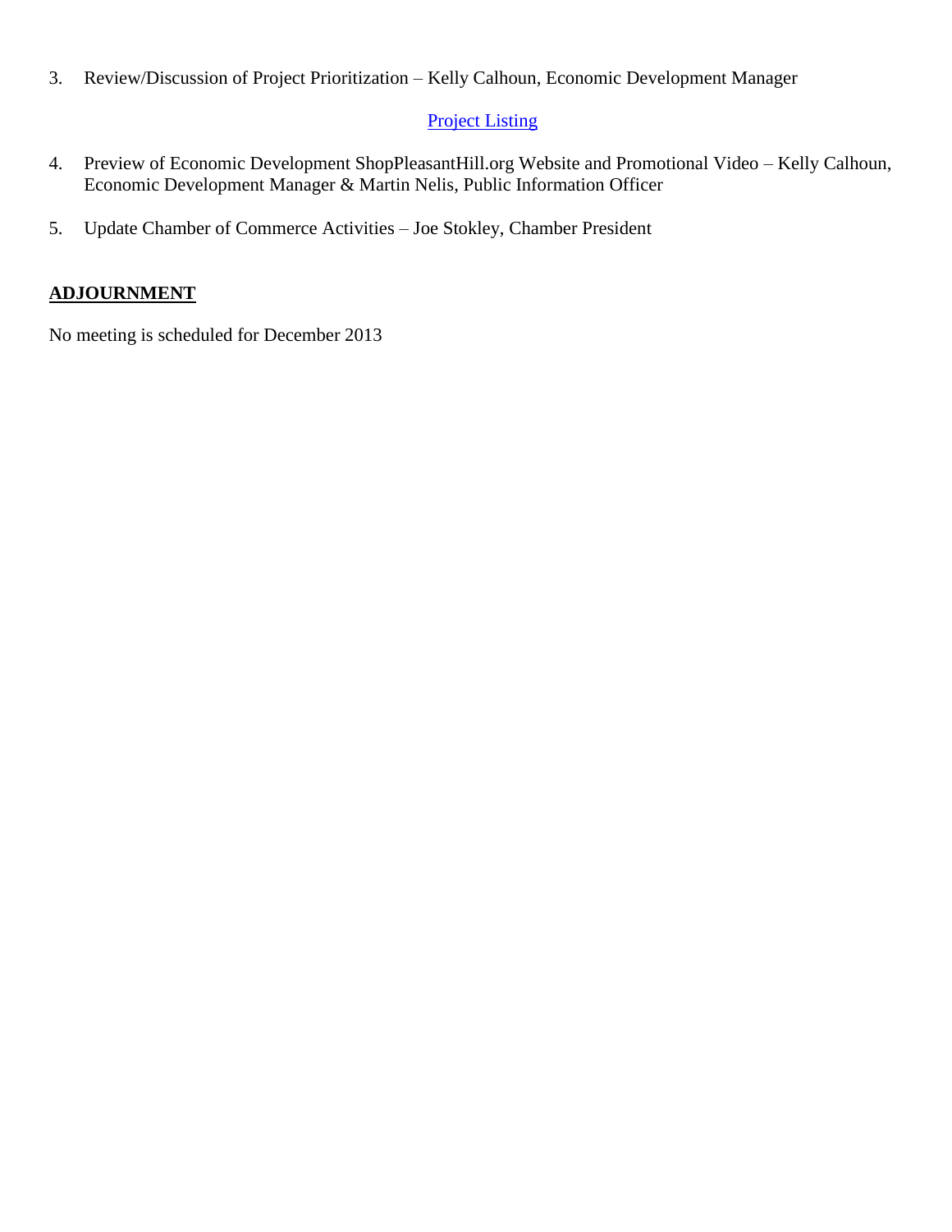3. Review/Discussion of Project Prioritization – Kelly Calhoun, Economic Development Manager

   Project Listing

4. Preview of Economic Development ShopPleasantHill.org Website and Promotional Video – Kelly Calhoun, Economic Development Manager & Martin Nelis, Public Information Officer

5. Update Chamber of Commerce Activities – Joe Stokley, Chamber President

## ADJOURNMENT

No meeting is scheduled for December 2013